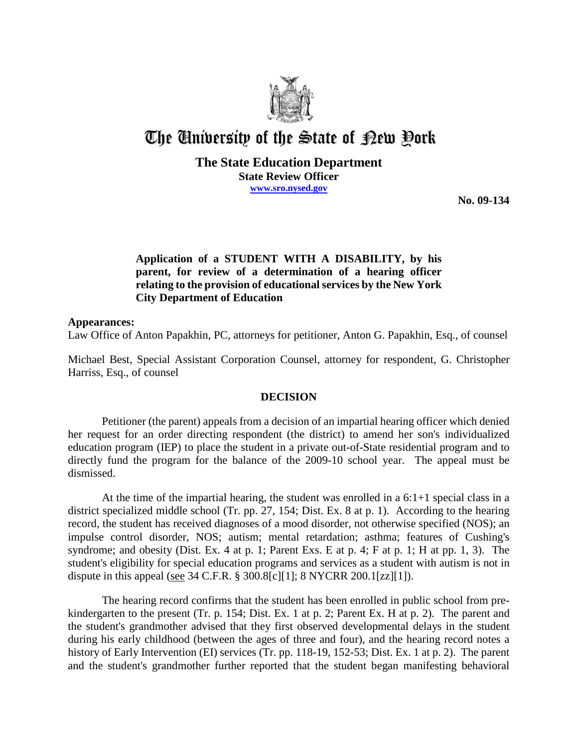# The University of the State of New York

**The State Education Department**
**State Review Officer**
**www.sro.nysed.gov**

**No. 09-134**

**Application of a STUDENT WITH A DISABILITY, by his parent, for review of a determination of a hearing officer relating to the provision of educational services by the New York City Department of Education**

**Appearances:**
Law Office of Anton Papakhin, PC, attorneys for petitioner, Anton G. Papakhin, Esq., of counsel

Michael Best, Special Assistant Corporation Counsel, attorney for respondent, G. Christopher Harriss, Esq., of counsel

## DECISION

Petitioner (the parent) appeals from a decision of an impartial hearing officer which denied her request for an order directing respondent (the district) to amend her son's individualized education program (IEP) to place the student in a private out-of-State residential program and to directly fund the program for the balance of the 2009-10 school year. The appeal must be dismissed.

At the time of the impartial hearing, the student was enrolled in a 6:1+1 special class in a district specialized middle school (Tr. pp. 27, 154; Dist. Ex. 8 at p. 1). According to the hearing record, the student has received diagnoses of a mood disorder, not otherwise specified (NOS); an impulse control disorder, NOS; autism; mental retardation; asthma; features of Cushing's syndrome; and obesity (Dist. Ex. 4 at p. 1; Parent Exs. E at p. 4; F at p. 1; H at pp. 1, 3). The student's eligibility for special education programs and services as a student with autism is not in dispute in this appeal (see 34 C.F.R. § 300.8[c][1]; 8 NYCRR 200.1[zz][1]).

The hearing record confirms that the student has been enrolled in public school from pre-kindergarten to the present (Tr. p. 154; Dist. Ex. 1 at p. 2; Parent Ex. H at p. 2). The parent and the student's grandmother advised that they first observed developmental delays in the student during his early childhood (between the ages of three and four), and the hearing record notes a history of Early Intervention (EI) services (Tr. pp. 118-19, 152-53; Dist. Ex. 1 at p. 2). The parent and the student's grandmother further reported that the student began manifesting behavioral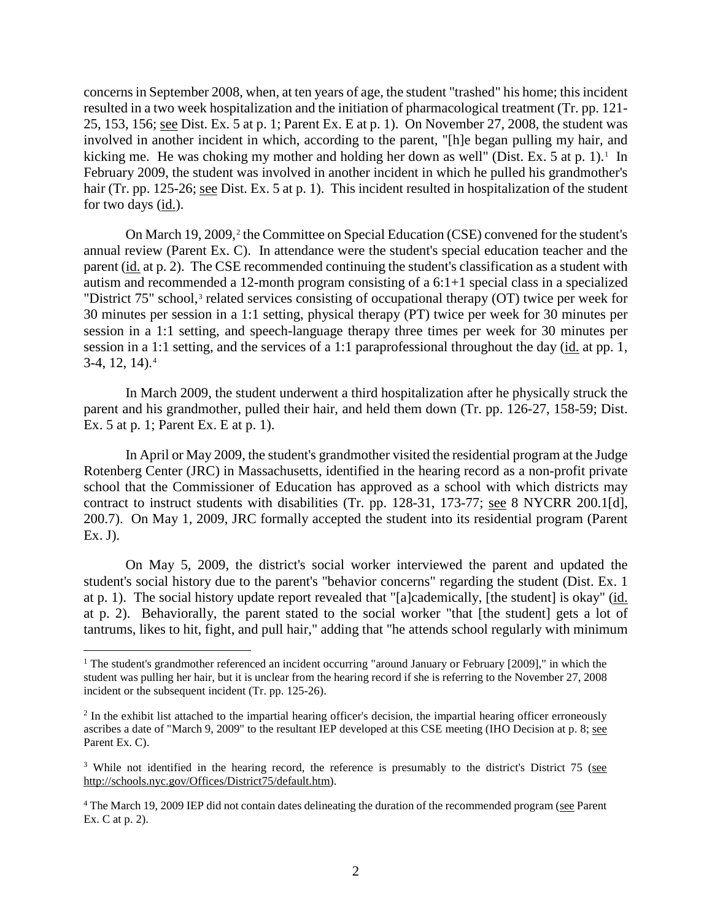concerns in September 2008, when, at ten years of age, the student "trashed" his home; this incident resulted in a two week hospitalization and the initiation of pharmacological treatment (Tr. pp. 121-25, 153, 156; see Dist. Ex. 5 at p. 1; Parent Ex. E at p. 1). On November 27, 2008, the student was involved in another incident in which, according to the parent, "[h]e began pulling my hair, and kicking me. He was choking my mother and holding her down as well" (Dist. Ex. 5 at p. 1).[1] In February 2009, the student was involved in another incident in which he pulled his grandmother's hair (Tr. pp. 125-26; see Dist. Ex. 5 at p. 1). This incident resulted in hospitalization of the student for two days (id.).

On March 19, 2009,[2] the Committee on Special Education (CSE) convened for the student's annual review (Parent Ex. C). In attendance were the student's special education teacher and the parent (id. at p. 2). The CSE recommended continuing the student's classification as a student with autism and recommended a 12-month program consisting of a 6:1+1 special class in a specialized "District 75" school,[3] related services consisting of occupational therapy (OT) twice per week for 30 minutes per session in a 1:1 setting, physical therapy (PT) twice per week for 30 minutes per session in a 1:1 setting, and speech-language therapy three times per week for 30 minutes per session in a 1:1 setting, and the services of a 1:1 paraprofessional throughout the day (id. at pp. 1, 3-4, 12, 14).[4]

In March 2009, the student underwent a third hospitalization after he physically struck the parent and his grandmother, pulled their hair, and held them down (Tr. pp. 126-27, 158-59; Dist. Ex. 5 at p. 1; Parent Ex. E at p. 1).

In April or May 2009, the student's grandmother visited the residential program at the Judge Rotenberg Center (JRC) in Massachusetts, identified in the hearing record as a non-profit private school that the Commissioner of Education has approved as a school with which districts may contract to instruct students with disabilities (Tr. pp. 128-31, 173-77; see 8 NYCRR 200.1[d], 200.7). On May 1, 2009, JRC formally accepted the student into its residential program (Parent Ex. J).

On May 5, 2009, the district's social worker interviewed the parent and updated the student's social history due to the parent's "behavior concerns" regarding the student (Dist. Ex. 1 at p. 1). The social history update report revealed that "[a]cademically, [the student] is okay" (id. at p. 2). Behaviorally, the parent stated to the social worker "that [the student] gets a lot of tantrums, likes to hit, fight, and pull hair," adding that "he attends school regularly with minimum

---

[1] The student's grandmother referenced an incident occurring "around January or February [2009]," in which the student was pulling her hair, but it is unclear from the hearing record if she is referring to the November 27, 2008 incident or the subsequent incident (Tr. pp. 125-26).

[2] In the exhibit list attached to the impartial hearing officer's decision, the impartial hearing officer erroneously ascribes a date of "March 9, 2009" to the resultant IEP developed at this CSE meeting (IHO Decision at p. 8; see Parent Ex. C).

[3] While not identified in the hearing record, the reference is presumably to the district's District 75 (see http://schools.nyc.gov/Offices/District75/default.htm).

[4] The March 19, 2009 IEP did not contain dates delineating the duration of the recommended program (see Parent Ex. C at p. 2).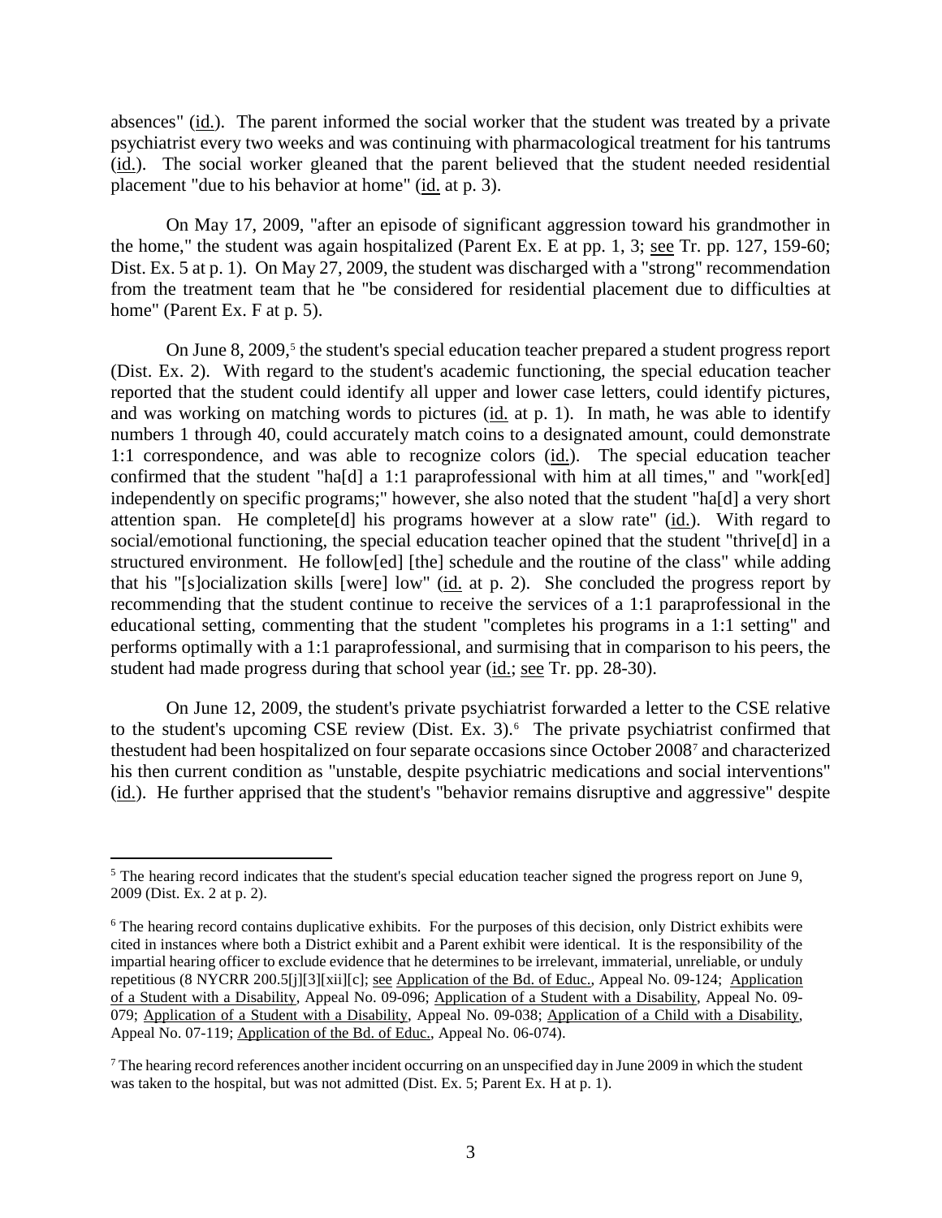absences" (id.). The parent informed the social worker that the student was treated by a private psychiatrist every two weeks and was continuing with pharmacological treatment for his tantrums (id.). The social worker gleaned that the parent believed that the student needed residential placement "due to his behavior at home" (id. at p. 3).

On May 17, 2009, "after an episode of significant aggression toward his grandmother in the home," the student was again hospitalized (Parent Ex. E at pp. 1, 3; see Tr. pp. 127, 159-60; Dist. Ex. 5 at p. 1). On May 27, 2009, the student was discharged with a "strong" recommendation from the treatment team that he "be considered for residential placement due to difficulties at home" (Parent Ex. F at p. 5).

On June 8, 2009,[5] the student's special education teacher prepared a student progress report (Dist. Ex. 2). With regard to the student's academic functioning, the special education teacher reported that the student could identify all upper and lower case letters, could identify pictures, and was working on matching words to pictures (id. at p. 1). In math, he was able to identify numbers 1 through 40, could accurately match coins to a designated amount, could demonstrate 1:1 correspondence, and was able to recognize colors (id.). The special education teacher confirmed that the student "ha[d] a 1:1 paraprofessional with him at all times," and "work[ed] independently on specific programs;" however, she also noted that the student "ha[d] a very short attention span. He complete[d] his programs however at a slow rate" (id.). With regard to social/emotional functioning, the special education teacher opined that the student "thrive[d] in a structured environment. He follow[ed] [the] schedule and the routine of the class" while adding that his "[s]ocialization skills [were] low" (id. at p. 2). She concluded the progress report by recommending that the student continue to receive the services of a 1:1 paraprofessional in the educational setting, commenting that the student "completes his programs in a 1:1 setting" and performs optimally with a 1:1 paraprofessional, and surmising that in comparison to his peers, the student had made progress during that school year (id.; see Tr. pp. 28-30).

On June 12, 2009, the student's private psychiatrist forwarded a letter to the CSE relative to the student's upcoming CSE review (Dist. Ex. 3).[6] The private psychiatrist confirmed that thestudent had been hospitalized on four separate occasions since October 2008[7] and characterized his then current condition as "unstable, despite psychiatric medications and social interventions" (id.). He further apprised that the student's "behavior remains disruptive and aggressive" despite

---

[5] The hearing record indicates that the student's special education teacher signed the progress report on June 9, 2009 (Dist. Ex. 2 at p. 2).

[6] The hearing record contains duplicative exhibits. For the purposes of this decision, only District exhibits were cited in instances where both a District exhibit and a Parent exhibit were identical. It is the responsibility of the impartial hearing officer to exclude evidence that he determines to be irrelevant, immaterial, unreliable, or unduly repetitious (8 NYCRR 200.5[j][3][xii][c]; see Application of the Bd. of Educ., Appeal No. 09-124; Application of a Student with a Disability, Appeal No. 09-096; Application of a Student with a Disability, Appeal No. 09-079; Application of a Student with a Disability, Appeal No. 09-038; Application of a Child with a Disability, Appeal No. 07-119; Application of the Bd. of Educ., Appeal No. 06-074).

[7] The hearing record references another incident occurring on an unspecified day in June 2009 in which the student was taken to the hospital, but was not admitted (Dist. Ex. 5; Parent Ex. H at p. 1).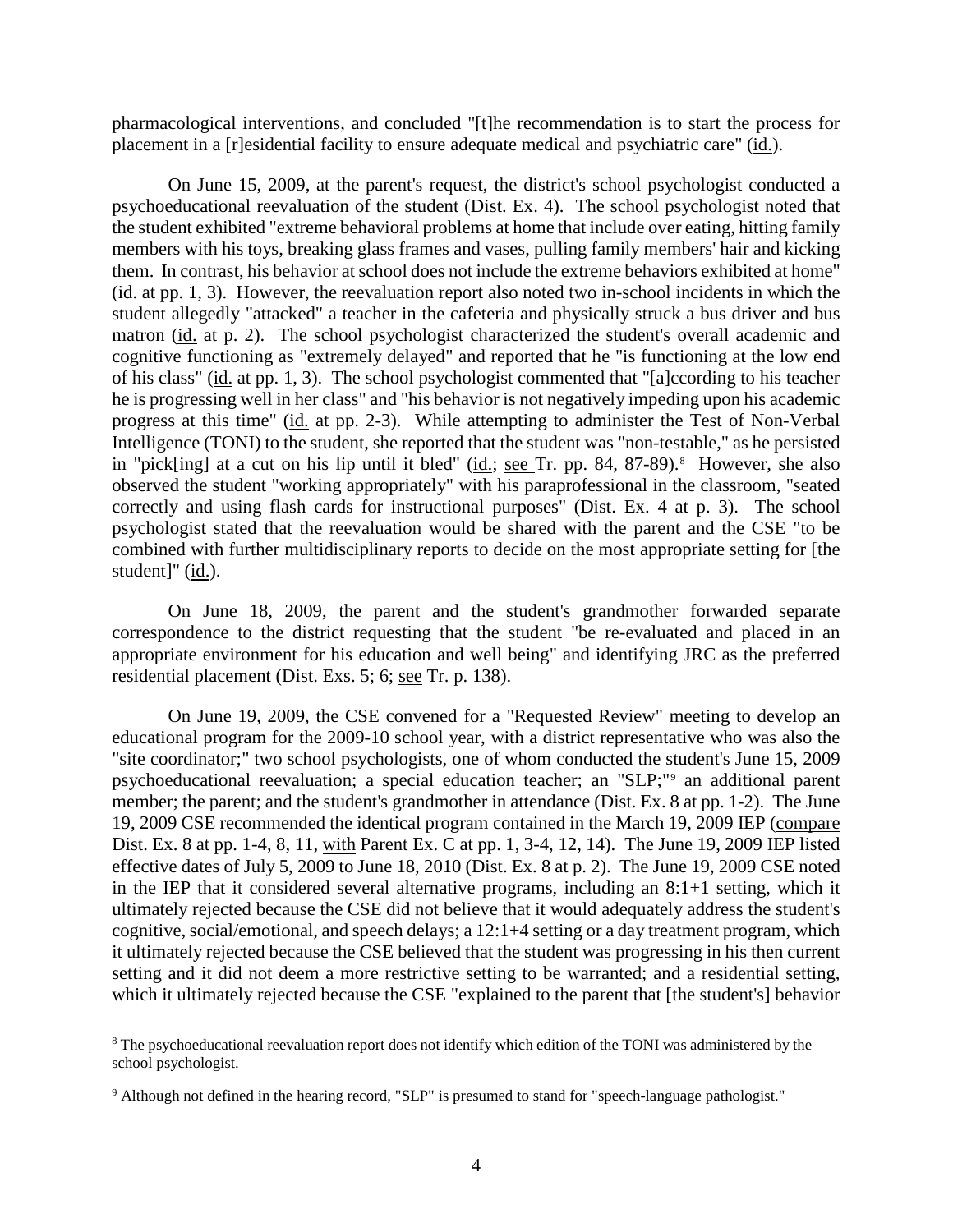pharmacological interventions, and concluded "[t]he recommendation is to start the process for placement in a [r]esidential facility to ensure adequate medical and psychiatric care" (id.).

On June 15, 2009, at the parent's request, the district's school psychologist conducted a psychoeducational reevaluation of the student (Dist. Ex. 4). The school psychologist noted that the student exhibited "extreme behavioral problems at home that include over eating, hitting family members with his toys, breaking glass frames and vases, pulling family members' hair and kicking them. In contrast, his behavior at school does not include the extreme behaviors exhibited at home" (id. at pp. 1, 3). However, the reevaluation report also noted two in-school incidents in which the student allegedly "attacked" a teacher in the cafeteria and physically struck a bus driver and bus matron (id. at p. 2). The school psychologist characterized the student's overall academic and cognitive functioning as "extremely delayed" and reported that he "is functioning at the low end of his class" (id. at pp. 1, 3). The school psychologist commented that "[a]ccording to his teacher he is progressing well in her class" and "his behavior is not negatively impeding upon his academic progress at this time" (id. at pp. 2-3). While attempting to administer the Test of Non-Verbal Intelligence (TONI) to the student, she reported that the student was "non-testable," as he persisted in "pick[ing] at a cut on his lip until it bled" (id.; see Tr. pp. 84, 87-89).[8] However, she also observed the student "working appropriately" with his paraprofessional in the classroom, "seated correctly and using flash cards for instructional purposes" (Dist. Ex. 4 at p. 3). The school psychologist stated that the reevaluation would be shared with the parent and the CSE "to be combined with further multidisciplinary reports to decide on the most appropriate setting for [the student]" (id.).

On June 18, 2009, the parent and the student's grandmother forwarded separate correspondence to the district requesting that the student "be re-evaluated and placed in an appropriate environment for his education and well being" and identifying JRC as the preferred residential placement (Dist. Exs. 5; 6; see Tr. p. 138).

On June 19, 2009, the CSE convened for a "Requested Review" meeting to develop an educational program for the 2009-10 school year, with a district representative who was also the "site coordinator;" two school psychologists, one of whom conducted the student's June 15, 2009 psychoeducational reevaluation; a special education teacher; an "SLP;"[9] an additional parent member; the parent; and the student's grandmother in attendance (Dist. Ex. 8 at pp. 1-2). The June 19, 2009 CSE recommended the identical program contained in the March 19, 2009 IEP (compare Dist. Ex. 8 at pp. 1-4, 8, 11, with Parent Ex. C at pp. 1, 3-4, 12, 14). The June 19, 2009 IEP listed effective dates of July 5, 2009 to June 18, 2010 (Dist. Ex. 8 at p. 2). The June 19, 2009 CSE noted in the IEP that it considered several alternative programs, including an 8:1+1 setting, which it ultimately rejected because the CSE did not believe that it would adequately address the student's cognitive, social/emotional, and speech delays; a 12:1+4 setting or a day treatment program, which it ultimately rejected because the CSE believed that the student was progressing in his then current setting and it did not deem a more restrictive setting to be warranted; and a residential setting, which it ultimately rejected because the CSE "explained to the parent that [the student's] behavior

---

[8] The psychoeducational reevaluation report does not identify which edition of the TONI was administered by the school psychologist.

[9] Although not defined in the hearing record, "SLP" is presumed to stand for "speech-language pathologist."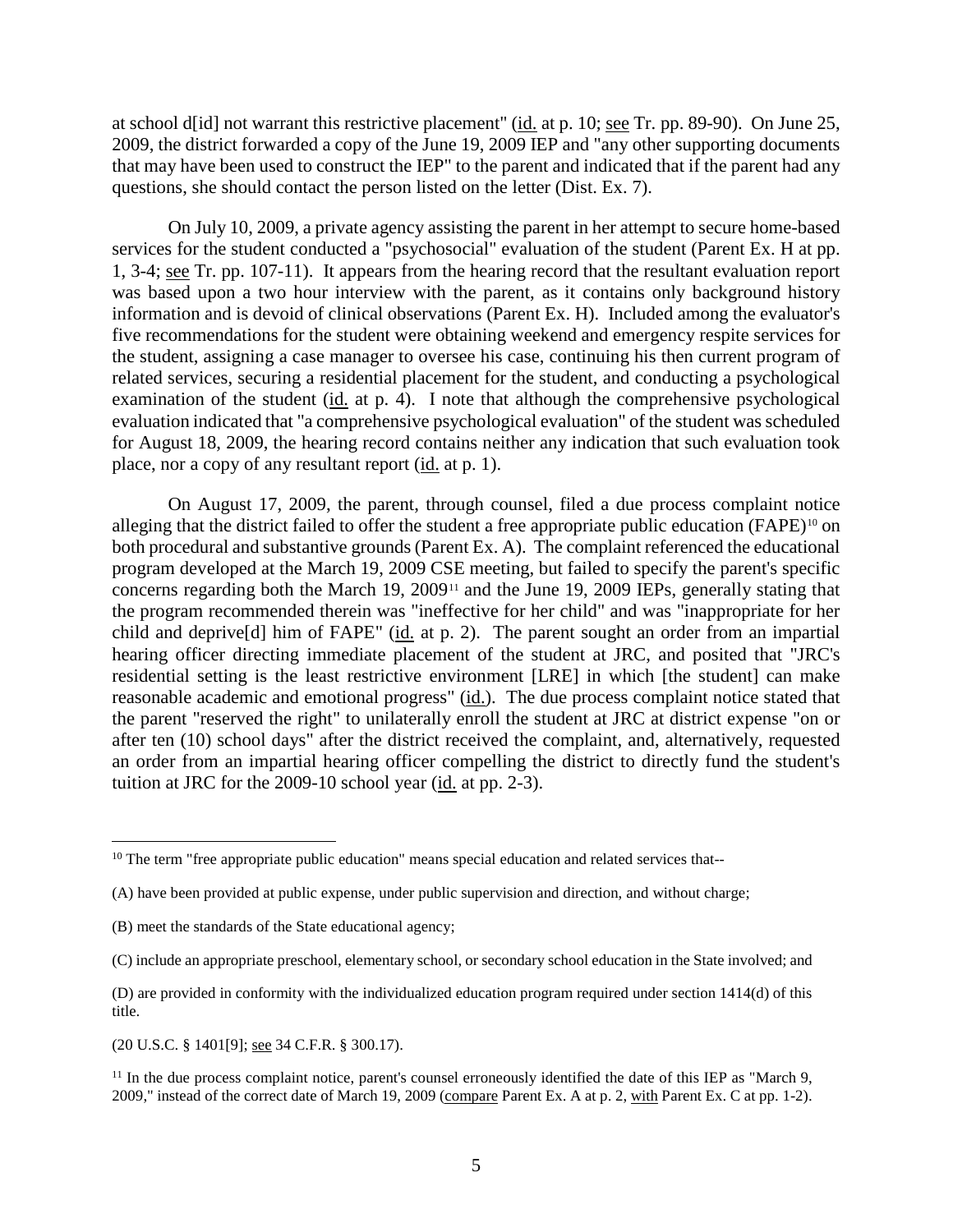at school d[id] not warrant this restrictive placement" (id. at p. 10; see Tr. pp. 89-90). On June 25, 2009, the district forwarded a copy of the June 19, 2009 IEP and "any other supporting documents that may have been used to construct the IEP" to the parent and indicated that if the parent had any questions, she should contact the person listed on the letter (Dist. Ex. 7).

On July 10, 2009, a private agency assisting the parent in her attempt to secure home-based services for the student conducted a "psychosocial" evaluation of the student (Parent Ex. H at pp. 1, 3-4; see Tr. pp. 107-11). It appears from the hearing record that the resultant evaluation report was based upon a two hour interview with the parent, as it contains only background history information and is devoid of clinical observations (Parent Ex. H). Included among the evaluator's five recommendations for the student were obtaining weekend and emergency respite services for the student, assigning a case manager to oversee his case, continuing his then current program of related services, securing a residential placement for the student, and conducting a psychological examination of the student (id. at p. 4). I note that although the comprehensive psychological evaluation indicated that "a comprehensive psychological evaluation" of the student was scheduled for August 18, 2009, the hearing record contains neither any indication that such evaluation took place, nor a copy of any resultant report (id. at p. 1).

On August 17, 2009, the parent, through counsel, filed a due process complaint notice alleging that the district failed to offer the student a free appropriate public education (FAPE)[10] on both procedural and substantive grounds (Parent Ex. A). The complaint referenced the educational program developed at the March 19, 2009 CSE meeting, but failed to specify the parent's specific concerns regarding both the March 19, 2009[11] and the June 19, 2009 IEPs, generally stating that the program recommended therein was "ineffective for her child" and was "inappropriate for her child and deprive[d] him of FAPE" (id. at p. 2). The parent sought an order from an impartial hearing officer directing immediate placement of the student at JRC, and posited that "JRC's residential setting is the least restrictive environment [LRE] in which [the student] can make reasonable academic and emotional progress" (id.). The due process complaint notice stated that the parent "reserved the right" to unilaterally enroll the student at JRC at district expense "on or after ten (10) school days" after the district received the complaint, and, alternatively, requested an order from an impartial hearing officer compelling the district to directly fund the student's tuition at JRC for the 2009-10 school year (id. at pp. 2-3).

---

[10] The term "free appropriate public education" means special education and related services that--

(A) have been provided at public expense, under public supervision and direction, and without charge;

(B) meet the standards of the State educational agency;

(C) include an appropriate preschool, elementary school, or secondary school education in the State involved; and

(D) are provided in conformity with the individualized education program required under section 1414(d) of this title.

(20 U.S.C. § 1401[9]; see 34 C.F.R. § 300.17).

[11] In the due process complaint notice, parent's counsel erroneously identified the date of this IEP as "March 9, 2009," instead of the correct date of March 19, 2009 (compare Parent Ex. A at p. 2, with Parent Ex. C at pp. 1-2).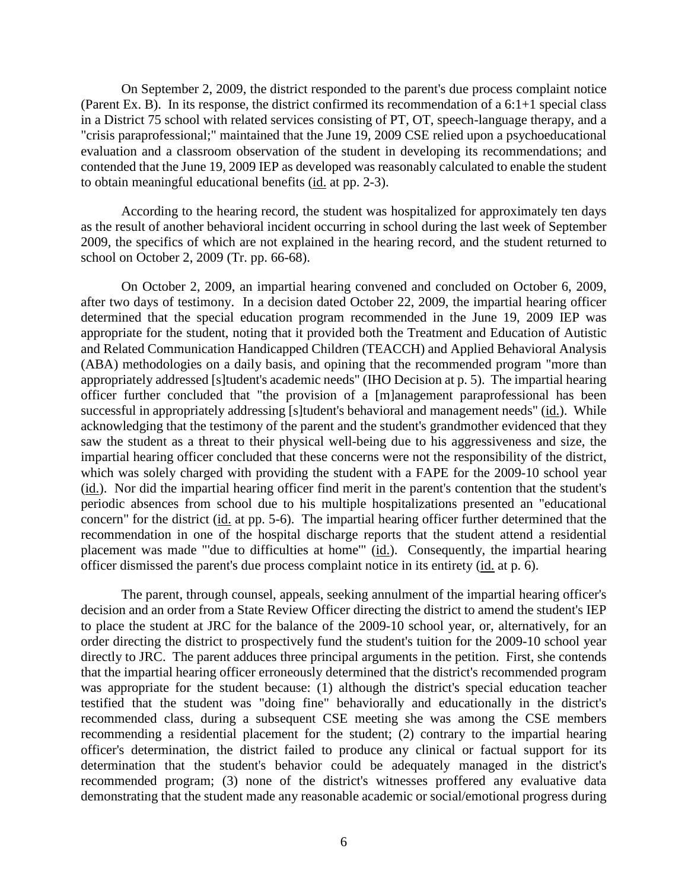On September 2, 2009, the district responded to the parent's due process complaint notice (Parent Ex. B). In its response, the district confirmed its recommendation of a 6:1+1 special class in a District 75 school with related services consisting of PT, OT, speech-language therapy, and a "crisis paraprofessional;" maintained that the June 19, 2009 CSE relied upon a psychoeducational evaluation and a classroom observation of the student in developing its recommendations; and contended that the June 19, 2009 IEP as developed was reasonably calculated to enable the student to obtain meaningful educational benefits (id. at pp. 2-3).

According to the hearing record, the student was hospitalized for approximately ten days as the result of another behavioral incident occurring in school during the last week of September 2009, the specifics of which are not explained in the hearing record, and the student returned to school on October 2, 2009 (Tr. pp. 66-68).

On October 2, 2009, an impartial hearing convened and concluded on October 6, 2009, after two days of testimony. In a decision dated October 22, 2009, the impartial hearing officer determined that the special education program recommended in the June 19, 2009 IEP was appropriate for the student, noting that it provided both the Treatment and Education of Autistic and Related Communication Handicapped Children (TEACCH) and Applied Behavioral Analysis (ABA) methodologies on a daily basis, and opining that the recommended program "more than appropriately addressed [s]tudent's academic needs" (IHO Decision at p. 5). The impartial hearing officer further concluded that "the provision of a [m]anagement paraprofessional has been successful in appropriately addressing [s]tudent's behavioral and management needs" (id.). While acknowledging that the testimony of the parent and the student's grandmother evidenced that they saw the student as a threat to their physical well-being due to his aggressiveness and size, the impartial hearing officer concluded that these concerns were not the responsibility of the district, which was solely charged with providing the student with a FAPE for the 2009-10 school year (id.). Nor did the impartial hearing officer find merit in the parent's contention that the student's periodic absences from school due to his multiple hospitalizations presented an "educational concern" for the district (id. at pp. 5-6). The impartial hearing officer further determined that the recommendation in one of the hospital discharge reports that the student attend a residential placement was made "'due to difficulties at home'" (id.). Consequently, the impartial hearing officer dismissed the parent's due process complaint notice in its entirety (id. at p. 6).

The parent, through counsel, appeals, seeking annulment of the impartial hearing officer's decision and an order from a State Review Officer directing the district to amend the student's IEP to place the student at JRC for the balance of the 2009-10 school year, or, alternatively, for an order directing the district to prospectively fund the student's tuition for the 2009-10 school year directly to JRC. The parent adduces three principal arguments in the petition. First, she contends that the impartial hearing officer erroneously determined that the district's recommended program was appropriate for the student because: (1) although the district's special education teacher testified that the student was "doing fine" behaviorally and educationally in the district's recommended class, during a subsequent CSE meeting she was among the CSE members recommending a residential placement for the student; (2) contrary to the impartial hearing officer's determination, the district failed to produce any clinical or factual support for its determination that the student's behavior could be adequately managed in the district's recommended program; (3) none of the district's witnesses proffered any evaluative data demonstrating that the student made any reasonable academic or social/emotional progress during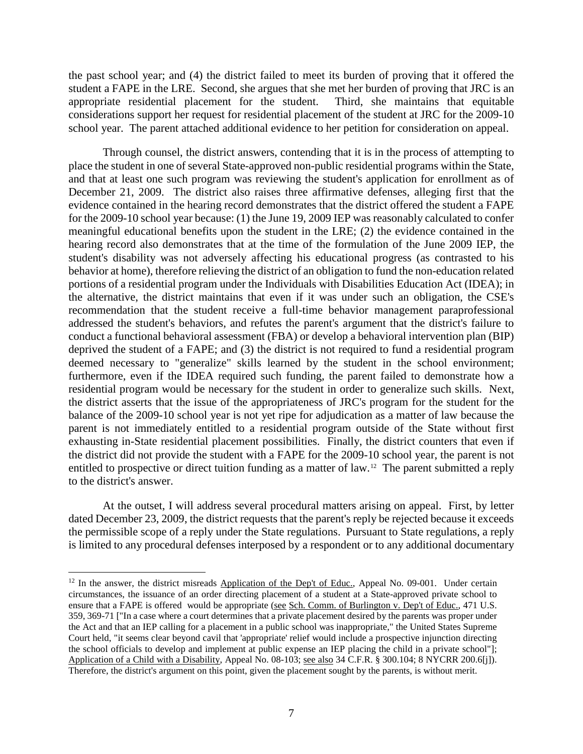the past school year; and (4) the district failed to meet its burden of proving that it offered the student a FAPE in the LRE. Second, she argues that she met her burden of proving that JRC is an appropriate residential placement for the student. Third, she maintains that equitable considerations support her request for residential placement of the student at JRC for the 2009-10 school year. The parent attached additional evidence to her petition for consideration on appeal.

Through counsel, the district answers, contending that it is in the process of attempting to place the student in one of several State-approved non-public residential programs within the State, and that at least one such program was reviewing the student's application for enrollment as of December 21, 2009. The district also raises three affirmative defenses, alleging first that the evidence contained in the hearing record demonstrates that the district offered the student a FAPE for the 2009-10 school year because: (1) the June 19, 2009 IEP was reasonably calculated to confer meaningful educational benefits upon the student in the LRE; (2) the evidence contained in the hearing record also demonstrates that at the time of the formulation of the June 2009 IEP, the student's disability was not adversely affecting his educational progress (as contrasted to his behavior at home), therefore relieving the district of an obligation to fund the non-education related portions of a residential program under the Individuals with Disabilities Education Act (IDEA); in the alternative, the district maintains that even if it was under such an obligation, the CSE's recommendation that the student receive a full-time behavior management paraprofessional addressed the student's behaviors, and refutes the parent's argument that the district's failure to conduct a functional behavioral assessment (FBA) or develop a behavioral intervention plan (BIP) deprived the student of a FAPE; and (3) the district is not required to fund a residential program deemed necessary to "generalize" skills learned by the student in the school environment; furthermore, even if the IDEA required such funding, the parent failed to demonstrate how a residential program would be necessary for the student in order to generalize such skills. Next, the district asserts that the issue of the appropriateness of JRC's program for the student for the balance of the 2009-10 school year is not yet ripe for adjudication as a matter of law because the parent is not immediately entitled to a residential program outside of the State without first exhausting in-State residential placement possibilities. Finally, the district counters that even if the district did not provide the student with a FAPE for the 2009-10 school year, the parent is not entitled to prospective or direct tuition funding as a matter of law.[12] The parent submitted a reply to the district's answer.

At the outset, I will address several procedural matters arising on appeal. First, by letter dated December 23, 2009, the district requests that the parent's reply be rejected because it exceeds the permissible scope of a reply under the State regulations. Pursuant to State regulations, a reply is limited to any procedural defenses interposed by a respondent or to any additional documentary

---

[12] In the answer, the district misreads Application of the Dep't of Educ., Appeal No. 09-001. Under certain circumstances, the issuance of an order directing placement of a student at a State-approved private school to ensure that a FAPE is offered would be appropriate (see Sch. Comm. of Burlington v. Dep't of Educ., 471 U.S. 359, 369-71 ["In a case where a court determines that a private placement desired by the parents was proper under the Act and that an IEP calling for a placement in a public school was inappropriate," the United States Supreme Court held, "it seems clear beyond cavil that 'appropriate' relief would include a prospective injunction directing the school officials to develop and implement at public expense an IEP placing the child in a private school"]; Application of a Child with a Disability, Appeal No. 08-103; see also 34 C.F.R. § 300.104; 8 NYCRR 200.6[j]). Therefore, the district's argument on this point, given the placement sought by the parents, is without merit.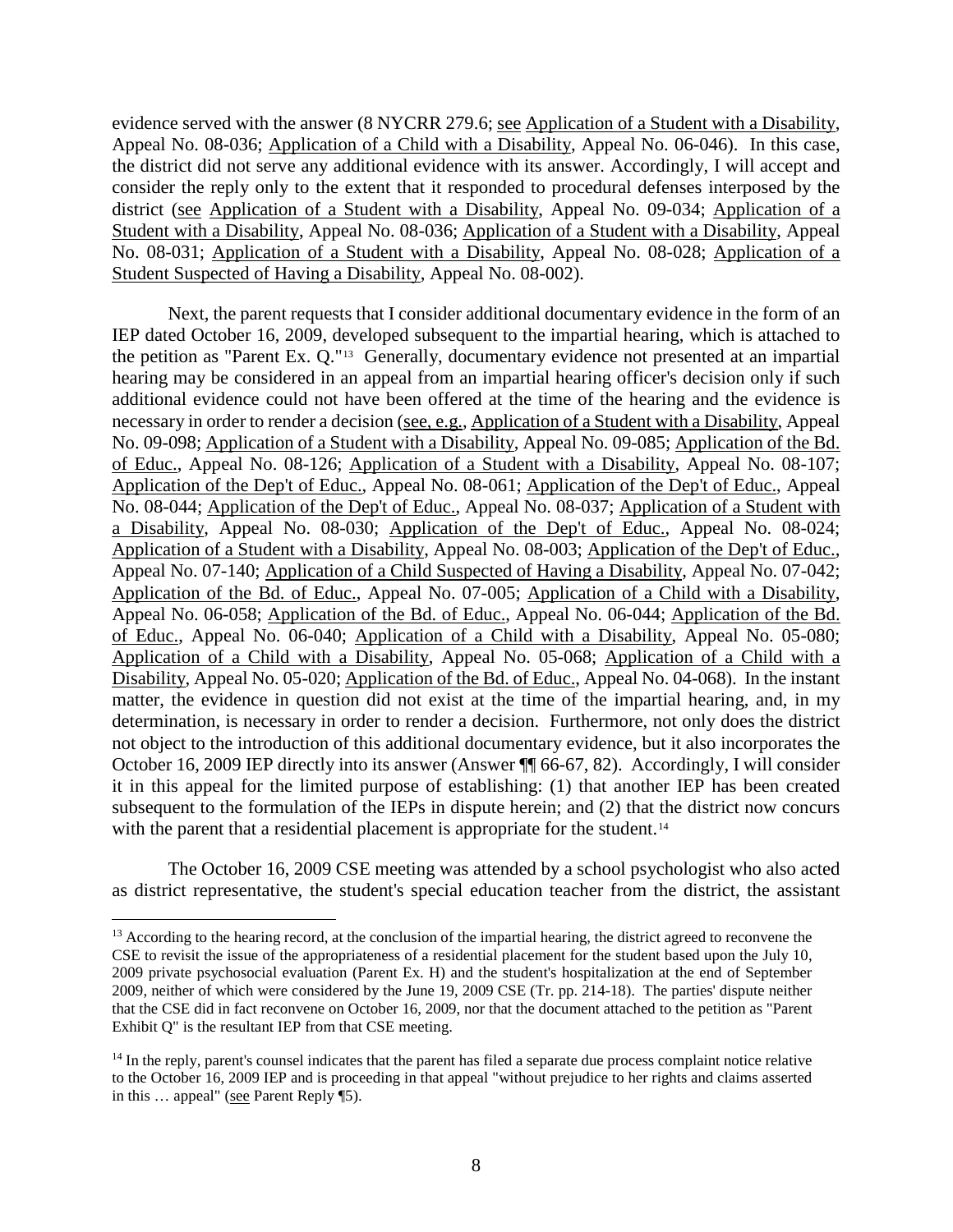evidence served with the answer (8 NYCRR 279.6; see Application of a Student with a Disability, Appeal No. 08-036; Application of a Child with a Disability, Appeal No. 06-046). In this case, the district did not serve any additional evidence with its answer. Accordingly, I will accept and consider the reply only to the extent that it responded to procedural defenses interposed by the district (see Application of a Student with a Disability, Appeal No. 09-034; Application of a Student with a Disability, Appeal No. 08-036; Application of a Student with a Disability, Appeal No. 08-031; Application of a Student with a Disability, Appeal No. 08-028; Application of a Student Suspected of Having a Disability, Appeal No. 08-002).

Next, the parent requests that I consider additional documentary evidence in the form of an IEP dated October 16, 2009, developed subsequent to the impartial hearing, which is attached to the petition as "Parent Ex. Q."[13] Generally, documentary evidence not presented at an impartial hearing may be considered in an appeal from an impartial hearing officer's decision only if such additional evidence could not have been offered at the time of the hearing and the evidence is necessary in order to render a decision (see, e.g., Application of a Student with a Disability, Appeal No. 09-098; Application of a Student with a Disability, Appeal No. 09-085; Application of the Bd. of Educ., Appeal No. 08-126; Application of a Student with a Disability, Appeal No. 08-107; Application of the Dep't of Educ., Appeal No. 08-061; Application of the Dep't of Educ., Appeal No. 08-044; Application of the Dep't of Educ., Appeal No. 08-037; Application of a Student with a Disability, Appeal No. 08-030; Application of the Dep't of Educ., Appeal No. 08-024; Application of a Student with a Disability, Appeal No. 08-003; Application of the Dep't of Educ., Appeal No. 07-140; Application of a Child Suspected of Having a Disability, Appeal No. 07-042; Application of the Bd. of Educ., Appeal No. 07-005; Application of a Child with a Disability, Appeal No. 06-058; Application of the Bd. of Educ., Appeal No. 06-044; Application of the Bd. of Educ., Appeal No. 06-040; Application of a Child with a Disability, Appeal No. 05-080; Application of a Child with a Disability, Appeal No. 05-068; Application of a Child with a Disability, Appeal No. 05-020; Application of the Bd. of Educ., Appeal No. 04-068). In the instant matter, the evidence in question did not exist at the time of the impartial hearing, and, in my determination, is necessary in order to render a decision. Furthermore, not only does the district not object to the introduction of this additional documentary evidence, but it also incorporates the October 16, 2009 IEP directly into its answer (Answer ¶¶ 66-67, 82). Accordingly, I will consider it in this appeal for the limited purpose of establishing: (1) that another IEP has been created subsequent to the formulation of the IEPs in dispute herein; and (2) that the district now concurs with the parent that a residential placement is appropriate for the student.[14]

The October 16, 2009 CSE meeting was attended by a school psychologist who also acted as district representative, the student's special education teacher from the district, the assistant

---

[13] According to the hearing record, at the conclusion of the impartial hearing, the district agreed to reconvene the CSE to revisit the issue of the appropriateness of a residential placement for the student based upon the July 10, 2009 private psychosocial evaluation (Parent Ex. H) and the student's hospitalization at the end of September 2009, neither of which were considered by the June 19, 2009 CSE (Tr. pp. 214-18). The parties' dispute neither that the CSE did in fact reconvene on October 16, 2009, nor that the document attached to the petition as "Parent Exhibit Q" is the resultant IEP from that CSE meeting.

[14] In the reply, parent's counsel indicates that the parent has filed a separate due process complaint notice relative to the October 16, 2009 IEP and is proceeding in that appeal "without prejudice to her rights and claims asserted in this … appeal" (see Parent Reply ¶5).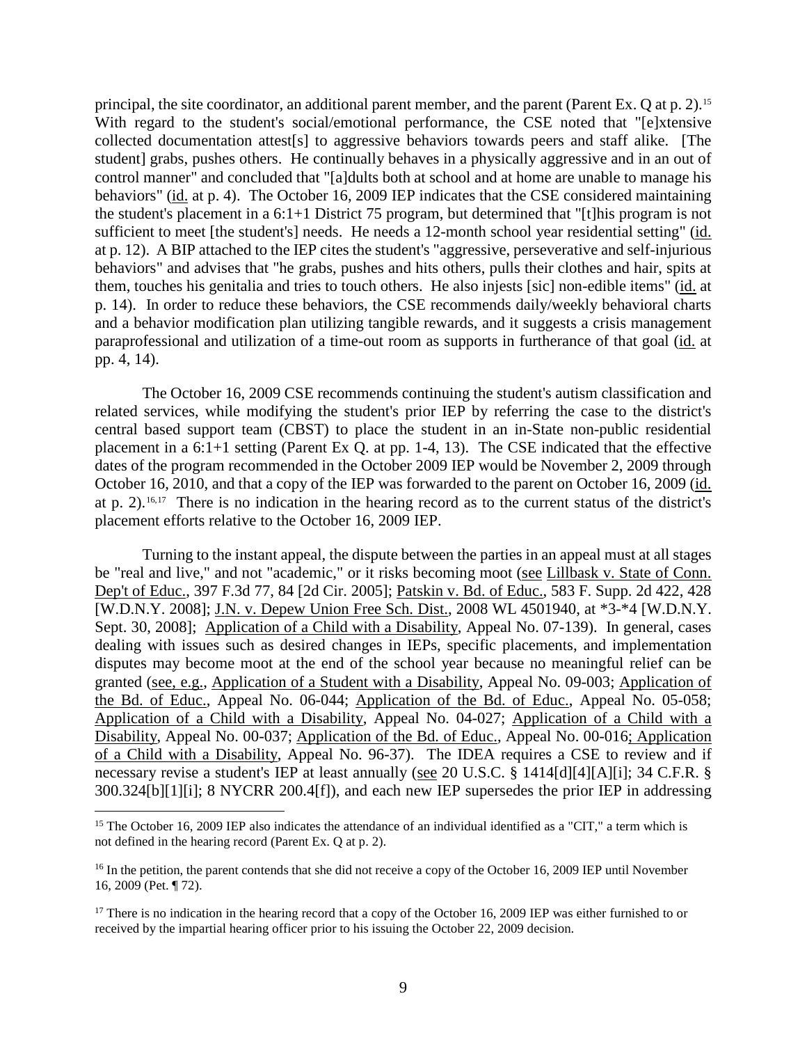principal, the site coordinator, an additional parent member, and the parent (Parent Ex. Q at p. 2).[15] With regard to the student's social/emotional performance, the CSE noted that "[e]xtensive collected documentation attest[s] to aggressive behaviors towards peers and staff alike. [The student] grabs, pushes others. He continually behaves in a physically aggressive and in an out of control manner" and concluded that "[a]dults both at school and at home are unable to manage his behaviors" (id. at p. 4). The October 16, 2009 IEP indicates that the CSE considered maintaining the student's placement in a 6:1+1 District 75 program, but determined that "[t]his program is not sufficient to meet [the student's] needs. He needs a 12-month school year residential setting" (id. at p. 12). A BIP attached to the IEP cites the student's "aggressive, perseverative and self-injurious behaviors" and advises that "he grabs, pushes and hits others, pulls their clothes and hair, spits at them, touches his genitalia and tries to touch others. He also injests [sic] non-edible items" (id. at p. 14). In order to reduce these behaviors, the CSE recommends daily/weekly behavioral charts and a behavior modification plan utilizing tangible rewards, and it suggests a crisis management paraprofessional and utilization of a time-out room as supports in furtherance of that goal (id. at pp. 4, 14).

The October 16, 2009 CSE recommends continuing the student's autism classification and related services, while modifying the student's prior IEP by referring the case to the district's central based support team (CBST) to place the student in an in-State non-public residential placement in a 6:1+1 setting (Parent Ex Q. at pp. 1-4, 13). The CSE indicated that the effective dates of the program recommended in the October 2009 IEP would be November 2, 2009 through October 16, 2010, and that a copy of the IEP was forwarded to the parent on October 16, 2009 (id. at p. 2).[16,17] There is no indication in the hearing record as to the current status of the district's placement efforts relative to the October 16, 2009 IEP.

Turning to the instant appeal, the dispute between the parties in an appeal must at all stages be "real and live," and not "academic," or it risks becoming moot (see Lillbask v. State of Conn. Dep't of Educ., 397 F.3d 77, 84 [2d Cir. 2005]; Patskin v. Bd. of Educ., 583 F. Supp. 2d 422, 428 [W.D.N.Y. 2008]; J.N. v. Depew Union Free Sch. Dist., 2008 WL 4501940, at *3-*4 [W.D.N.Y. Sept. 30, 2008]; Application of a Child with a Disability, Appeal No. 07-139). In general, cases dealing with issues such as desired changes in IEPs, specific placements, and implementation disputes may become moot at the end of the school year because no meaningful relief can be granted (see, e.g., Application of a Student with a Disability, Appeal No. 09-003; Application of the Bd. of Educ., Appeal No. 06-044; Application of the Bd. of Educ., Appeal No. 05-058; Application of a Child with a Disability, Appeal No. 04-027; Application of a Child with a Disability, Appeal No. 00-037; Application of the Bd. of Educ., Appeal No. 00-016; Application of a Child with a Disability, Appeal No. 96-37). The IDEA requires a CSE to review and if necessary revise a student's IEP at least annually (see 20 U.S.C. § 1414[d][4][A][i]; 34 C.F.R. § 300.324[b][1][i]; 8 NYCRR 200.4[f]), and each new IEP supersedes the prior IEP in addressing

---

[15] The October 16, 2009 IEP also indicates the attendance of an individual identified as a "CIT," a term which is not defined in the hearing record (Parent Ex. Q at p. 2).

[16] In the petition, the parent contends that she did not receive a copy of the October 16, 2009 IEP until November 16, 2009 (Pet. ¶ 72).

[17] There is no indication in the hearing record that a copy of the October 16, 2009 IEP was either furnished to or received by the impartial hearing officer prior to his issuing the October 22, 2009 decision.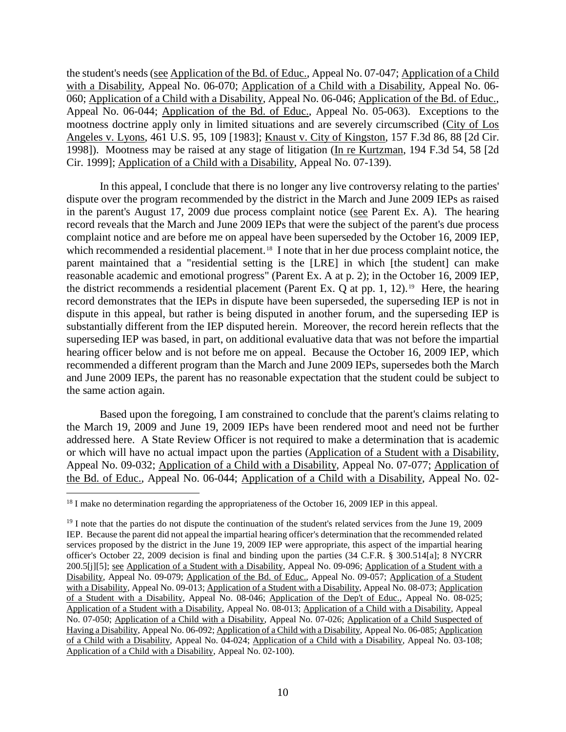the student's needs (see Application of the Bd. of Educ., Appeal No. 07-047; Application of a Child with a Disability, Appeal No. 06-070; Application of a Child with a Disability, Appeal No. 06-060; Application of a Child with a Disability, Appeal No. 06-046; Application of the Bd. of Educ., Appeal No. 06-044; Application of the Bd. of Educ., Appeal No. 05-063). Exceptions to the mootness doctrine apply only in limited situations and are severely circumscribed (City of Los Angeles v. Lyons, 461 U.S. 95, 109 [1983]; Knaust v. City of Kingston, 157 F.3d 86, 88 [2d Cir. 1998]). Mootness may be raised at any stage of litigation (In re Kurtzman, 194 F.3d 54, 58 [2d Cir. 1999]; Application of a Child with a Disability, Appeal No. 07-139).

In this appeal, I conclude that there is no longer any live controversy relating to the parties' dispute over the program recommended by the district in the March and June 2009 IEPs as raised in the parent's August 17, 2009 due process complaint notice (see Parent Ex. A). The hearing record reveals that the March and June 2009 IEPs that were the subject of the parent's due process complaint notice and are before me on appeal have been superseded by the October 16, 2009 IEP, which recommended a residential placement.[18] I note that in her due process complaint notice, the parent maintained that a "residential setting is the [LRE] in which [the student] can make reasonable academic and emotional progress" (Parent Ex. A at p. 2); in the October 16, 2009 IEP, the district recommends a residential placement (Parent Ex. Q at pp. 1, 12).[19] Here, the hearing record demonstrates that the IEPs in dispute have been superseded, the superseding IEP is not in dispute in this appeal, but rather is being disputed in another forum, and the superseding IEP is substantially different from the IEP disputed herein. Moreover, the record herein reflects that the superseding IEP was based, in part, on additional evaluative data that was not before the impartial hearing officer below and is not before me on appeal. Because the October 16, 2009 IEP, which recommended a different program than the March and June 2009 IEPs, supersedes both the March and June 2009 IEPs, the parent has no reasonable expectation that the student could be subject to the same action again.

Based upon the foregoing, I am constrained to conclude that the parent's claims relating to the March 19, 2009 and June 19, 2009 IEPs have been rendered moot and need not be further addressed here. A State Review Officer is not required to make a determination that is academic or which will have no actual impact upon the parties (Application of a Student with a Disability, Appeal No. 09-032; Application of a Child with a Disability, Appeal No. 07-077; Application of the Bd. of Educ., Appeal No. 06-044; Application of a Child with a Disability, Appeal No. 02-

---

[18] I make no determination regarding the appropriateness of the October 16, 2009 IEP in this appeal.

[19] I note that the parties do not dispute the continuation of the student's related services from the June 19, 2009 IEP. Because the parent did not appeal the impartial hearing officer's determination that the recommended related services proposed by the district in the June 19, 2009 IEP were appropriate, this aspect of the impartial hearing officer's October 22, 2009 decision is final and binding upon the parties (34 C.F.R. § 300.514[a]; 8 NYCRR 200.5[j][5]; see Application of a Student with a Disability, Appeal No. 09-096; Application of a Student with a Disability, Appeal No. 09-079; Application of the Bd. of Educ., Appeal No. 09-057; Application of a Student with a Disability, Appeal No. 09-013; Application of a Student with a Disability, Appeal No. 08-073; Application of a Student with a Disability, Appeal No. 08-046; Application of the Dep't of Educ., Appeal No. 08-025; Application of a Student with a Disability, Appeal No. 08-013; Application of a Child with a Disability, Appeal No. 07-050; Application of a Child with a Disability, Appeal No. 07-026; Application of a Child Suspected of Having a Disability, Appeal No. 06-092; Application of a Child with a Disability, Appeal No. 06-085; Application of a Child with a Disability, Appeal No. 04-024; Application of a Child with a Disability, Appeal No. 03-108; Application of a Child with a Disability, Appeal No. 02-100).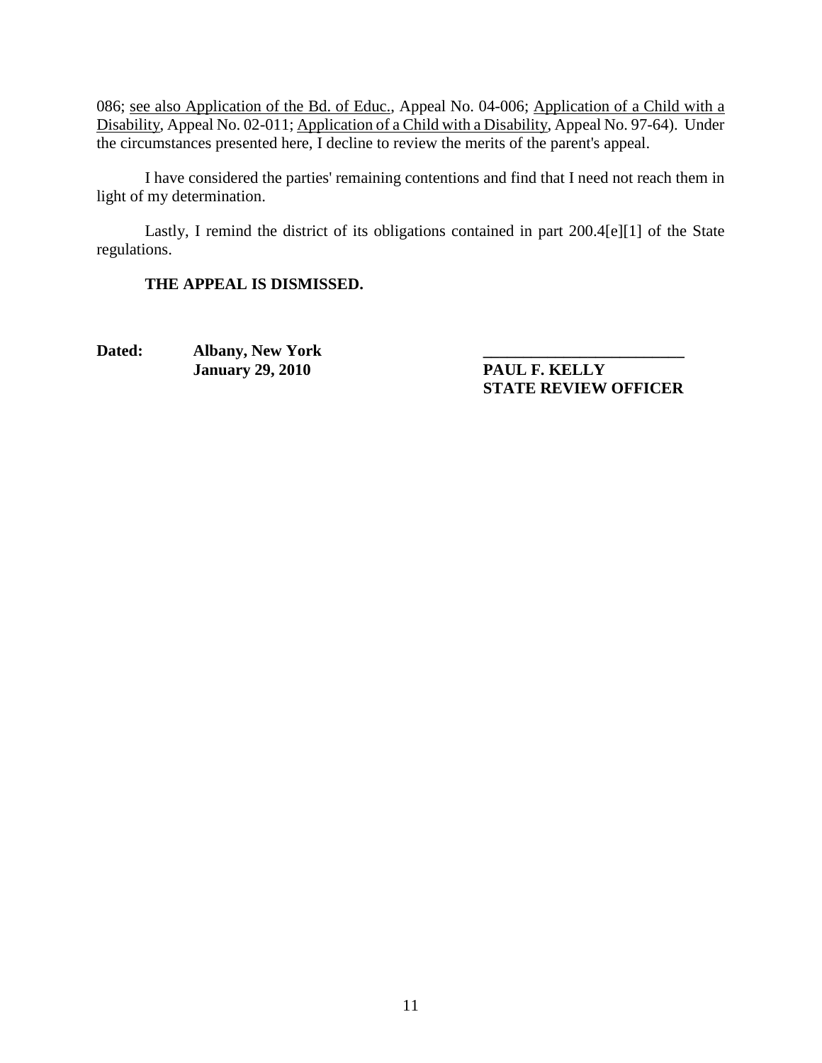086; see also Application of the Bd. of Educ., Appeal No. 04-006; Application of a Child with a Disability, Appeal No. 02-011; Application of a Child with a Disability, Appeal No. 97-64). Under the circumstances presented here, I decline to review the merits of the parent's appeal.

I have considered the parties' remaining contentions and find that I need not reach them in light of my determination.

Lastly, I remind the district of its obligations contained in part 200.4[e][1] of the State regulations.

**THE APPEAL IS DISMISSED.**

**Dated:** **Albany, New York**
**January 29, 2010**

_________________________
**PAUL F. KELLY**
**STATE REVIEW OFFICER**